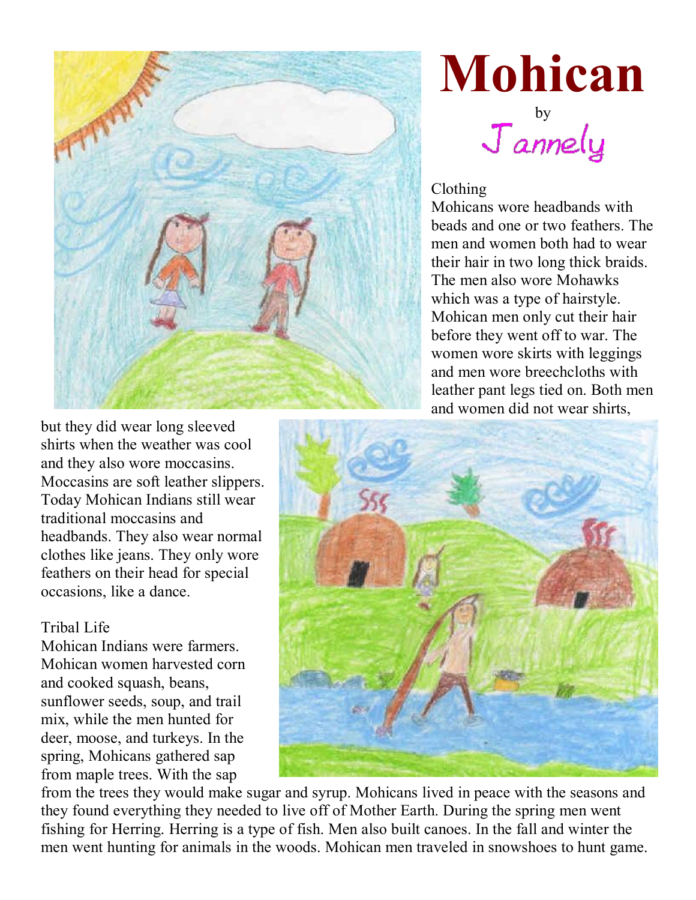# Mohican

by

Jannely

Clothing

Mohicans wore headbands with beads and one or two feathers. The men and women both had to wear their hair in two long thick braids. The men also wore Mohawks which was a type of hairstyle. Mohican men only cut their hair before they went off to war. The women wore skirts with leggings and men wore breechcloths with leather pant legs tied on. Both men and women did not wear shirts, but they did wear long sleeved shirts when the weather was cool and they also wore moccasins. Moccasins are soft leather slippers. Today Mohican Indians still wear traditional moccasins and headbands. They also wear normal clothes like jeans. They only wore feathers on their head for special occasions, like a dance.

Tribal Life

Mohican Indians were farmers. Mohican women harvested corn and cooked squash, beans, sunflower seeds, soup, and trail mix, while the men hunted for deer, moose, and turkeys. In the spring, Mohicans gathered sap from maple trees. With the sap from the trees they would make sugar and syrup. Mohicans lived in peace with the seasons and they found everything they needed to live off of Mother Earth. During the spring men went fishing for Herring. Herring is a type of fish. Men also built canoes. In the fall and winter the men went hunting for animals in the woods. Mohican men traveled in snowshoes to hunt game.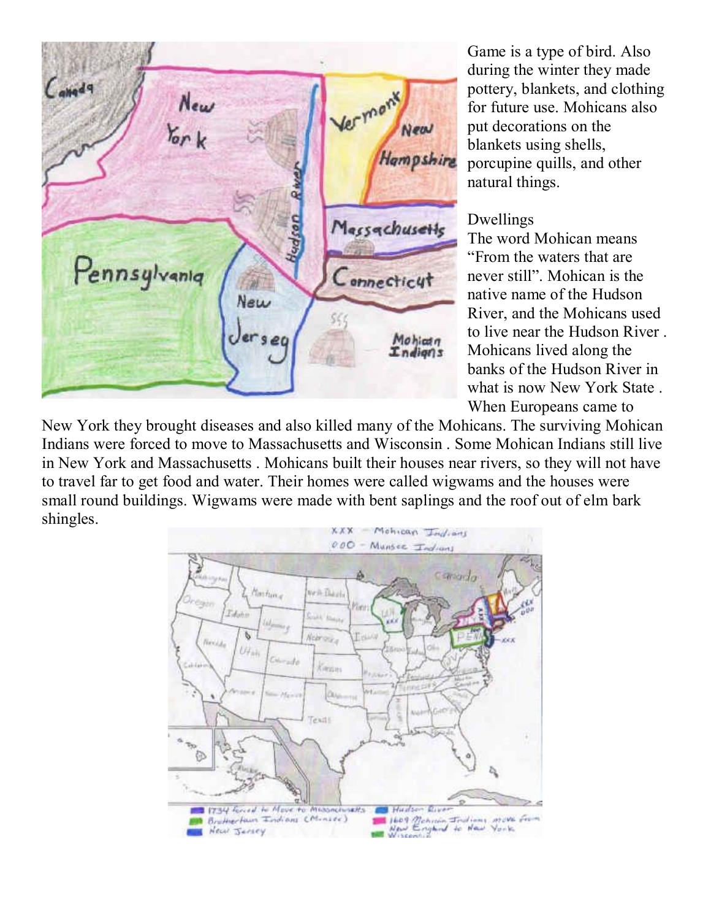Game is a type of bird. Also during the winter they made pottery, blankets, and clothing for future use. Mohicans also put decorations on the blankets using shells, porcupine quills, and other natural things.

## Dwellings

The word Mohican means "From the waters that are never still". Mohican is the native name of the Hudson River, and the Mohicans used to live near the Hudson River . Mohicans lived along the banks of the Hudson River in what is now New York State . When Europeans came to New York they brought diseases and also killed many of the Mohicans. The surviving Mohican Indians were forced to move to Massachusetts and Wisconsin . Some Mohican Indians still live in New York and Massachusetts . Mohicans built their houses near rivers, so they will not have to travel far to get food and water. Their homes were called wigwams and the houses were small round buildings. Wigwams were made with bent saplings and the roof out of elm bark shingles.